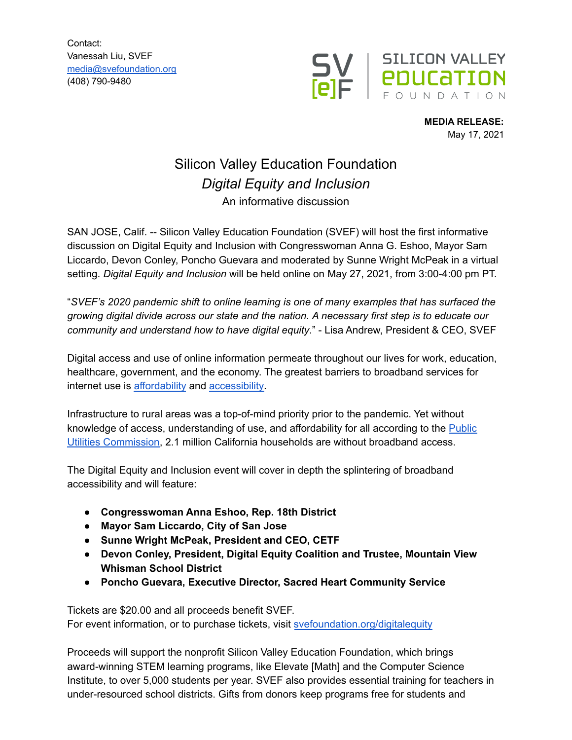Contact:
Vanessah Liu, SVEF
media@svefoundation.org
(408) 790-9480

SILICON VALLEY EDUCATION FOUNDATION

**MEDIA RELEASE:**
May 17, 2021

# Silicon Valley Education Foundation

## *Digital Equity and Inclusion*

An informative discussion

SAN JOSE, Calif. -- Silicon Valley Education Foundation (SVEF) will host the first informative discussion on Digital Equity and Inclusion with Congresswoman Anna G. Eshoo, Mayor Sam Liccardo, Devon Conley, Poncho Guevara and moderated by Sunne Wright McPeak in a virtual setting. *Digital Equity and Inclusion* will be held online on May 27, 2021, from 3:00-4:00 pm PT.

"*SVEF's 2020 pandemic shift to online learning is one of many examples that has surfaced the growing digital divide across our state and the nation. A necessary first step is to educate our community and understand how to have digital equity*." - Lisa Andrew, President & CEO, SVEF

Digital access and use of online information permeate throughout our lives for work, education, healthcare, government, and the economy. The greatest barriers to broadband services for internet use is affordability and accessibility.

Infrastructure to rural areas was a top-of-mind priority prior to the pandemic. Yet without knowledge of access, understanding of use, and affordability for all according to the Public Utilities Commission, 2.1 million California households are without broadband access.

The Digital Equity and Inclusion event will cover in depth the splintering of broadband accessibility and will feature:

- **Congresswoman Anna Eshoo, Rep. 18th District**
- **Mayor Sam Liccardo, City of San Jose**
- **Sunne Wright McPeak, President and CEO, CETF**
- **Devon Conley, President, Digital Equity Coalition and Trustee, Mountain View Whisman School District**
- **Poncho Guevara, Executive Director, Sacred Heart Community Service**

Tickets are $20.00 and all proceeds benefit SVEF.
For event information, or to purchase tickets, visit svefoundation.org/digitalequity

Proceeds will support the nonprofit Silicon Valley Education Foundation, which brings award-winning STEM learning programs, like Elevate [Math] and the Computer Science Institute, to over 5,000 students per year. SVEF also provides essential training for teachers in under-resourced school districts. Gifts from donors keep programs free for students and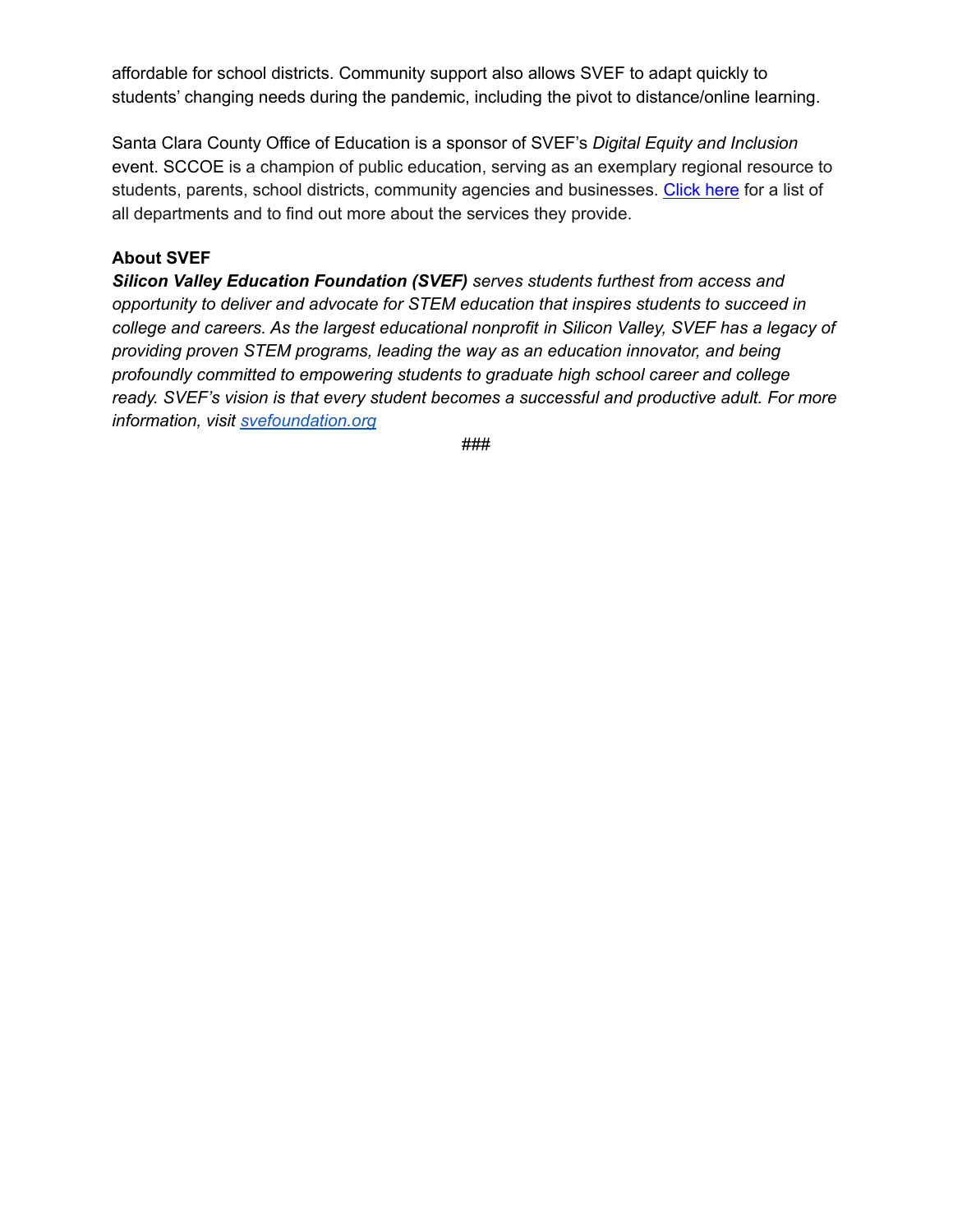affordable for school districts. Community support also allows SVEF to adapt quickly to students' changing needs during the pandemic, including the pivot to distance/online learning.

Santa Clara County Office of Education is a sponsor of SVEF's *Digital Equity and Inclusion* event. SCCOE is a champion of public education, serving as an exemplary regional resource to students, parents, school districts, community agencies and businesses. Click here for a list of all departments and to find out more about the services they provide.

**About SVEF**

***Silicon Valley Education Foundation (SVEF)*** *serves students furthest from access and opportunity to deliver and advocate for STEM education that inspires students to succeed in college and careers. As the largest educational nonprofit in Silicon Valley, SVEF has a legacy of providing proven STEM programs, leading the way as an education innovator, and being profoundly committed to empowering students to graduate high school career and college ready. SVEF's vision is that every student becomes a successful and productive adult. For more information, visit svefoundation.org*

###